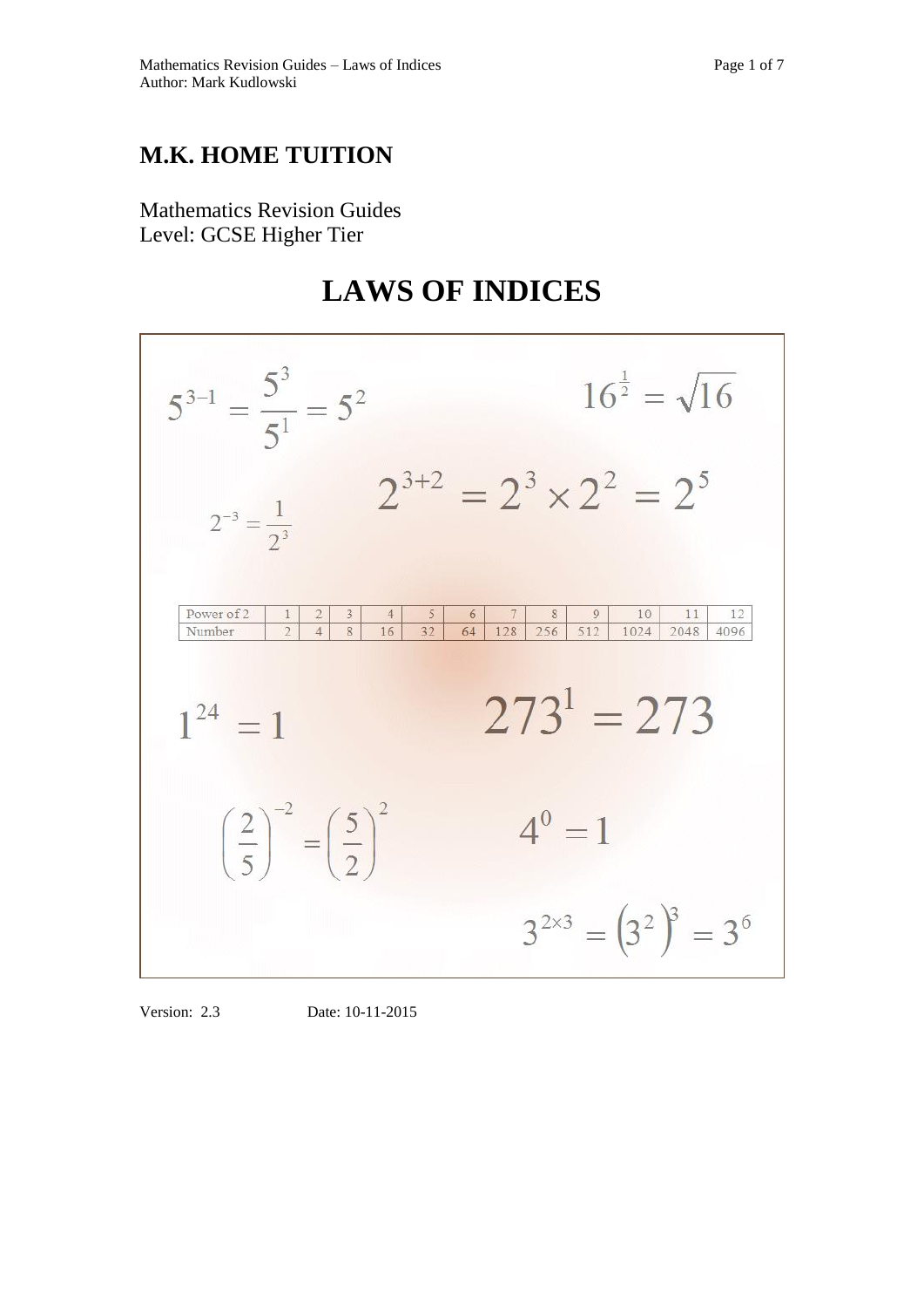# M.K. HOME TUITION

Mathematics Revision Guides
Level: GCSE Higher Tier

# LAWS OF INDICES

$$5^{3-1} = \frac{5^3}{5^1} = 5^2$$

$$16^{\frac{1}{2}} = \sqrt{16}$$

$$2^{-3} = \frac{1}{2^3}$$

$$2^{3+2} = 2^3 \times 2^2 = 2^5$$

| Power of 2 | 1 | 2 | 3 | 4 | 5 | 6 | 7 | 8 | 9 | 10 | 11 | 12 |
|---|---|---|---|---|---|---|---|---|---|---|---|---|
| Number | 2 | 4 | 8 | 16 | 32 | 64 | 128 | 256 | 512 | 1024 | 2048 | 4096 |

$$1^{24} = 1$$

$$273^1 = 273$$

$$\left(\frac{2}{5}\right)^{-2} = \left(\frac{5}{2}\right)^2$$

$$4^0 = 1$$

$$3^{2\times3} = \left(3^2\right)^3 = 3^6$$

Version: 2.3 Date: 10-11-2015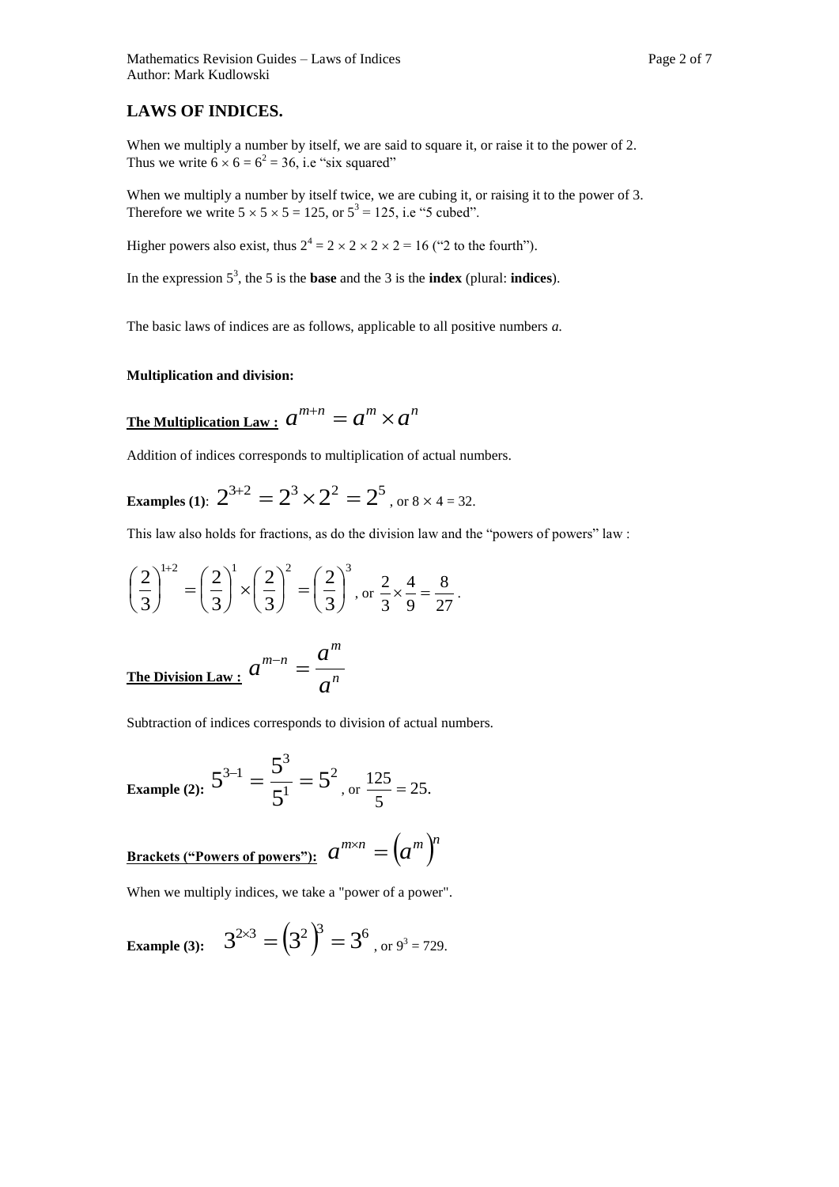## LAWS OF INDICES.

When we multiply a number by itself, we are said to square it, or raise it to the power of 2. Thus we write $6 \times 6 = 6^2 = 36$, i.e "six squared"

When we multiply a number by itself twice, we are cubing it, or raising it to the power of 3. Therefore we write $5 \times 5 \times 5 = 125$, or $5^3 = 125$, i.e "5 cubed".

Higher powers also exist, thus $2^4 = 2 \times 2 \times 2 \times 2 = 16$ ("2 to the fourth").

In the expression $5^3$, the 5 is the **base** and the 3 is the **index** (plural: **indices**).

The basic laws of indices are as follows, applicable to all positive numbers *a*.

**Multiplication and division:**

**The Multiplication Law :** $a^{m+n} = a^m \times a^n$

Addition of indices corresponds to multiplication of actual numbers.

**Examples (1)**: $2^{3+2} = 2^3 \times 2^2 = 2^5$, or $8 \times 4 = 32$.

This law also holds for fractions, as do the division law and the "powers of powers" law :

$$\left(\frac{2}{3}\right)^{1+2} = \left(\frac{2}{3}\right)^1 \times \left(\frac{2}{3}\right)^2 = \left(\frac{2}{3}\right)^3, \text{ or } \frac{2}{3} \times \frac{4}{9} = \frac{8}{27}.$$

**The Division Law :** $a^{m-n} = \dfrac{a^m}{a^n}$

Subtraction of indices corresponds to division of actual numbers.

**Example (2):** $5^{3-1} = \dfrac{5^3}{5^1} = 5^2$, or $\dfrac{125}{5} = 25$.

**Brackets ("Powers of powers"):** $a^{m \times n} = \left(a^m\right)^n$

When we multiply indices, we take a "power of a power".

**Example (3):** $3^{2 \times 3} = \left(3^2\right)^3 = 3^6$, or $9^3 = 729$.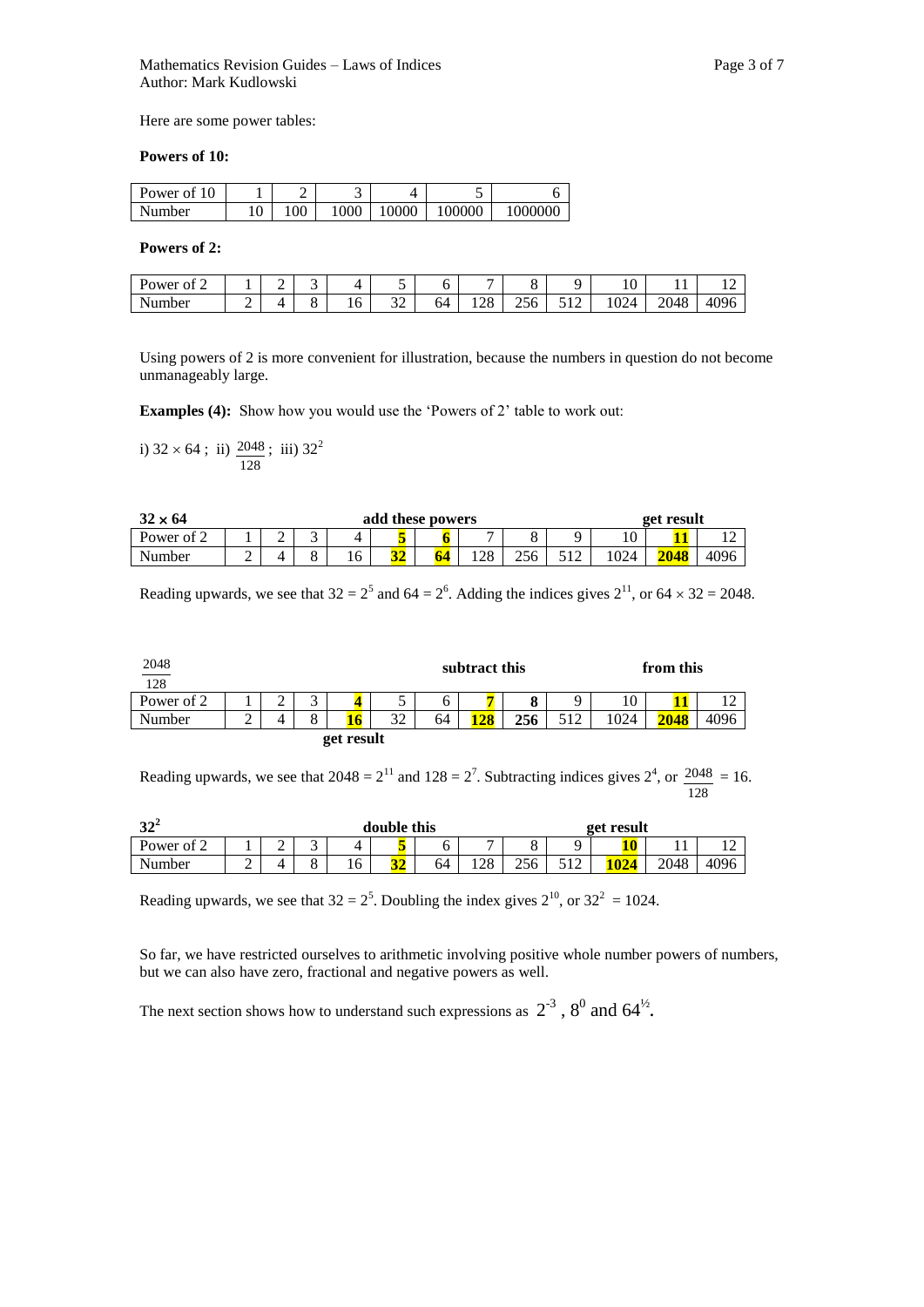Here are some power tables:

**Powers of 10:**

| Power of 10 | 1 | 2 | 3 | 4 | 5 | 6 |
|---|---|---|---|---|---|---|
| Number | 10 | 100 | 1000 | 10000 | 100000 | 1000000 |

**Powers of 2:**

| Power of 2 | 1 | 2 | 3 | 4 | 5 | 6 | 7 | 8 | 9 | 10 | 11 | 12 |
|---|---|---|---|---|---|---|---|---|---|---|---|---|
| Number | 2 | 4 | 8 | 16 | 32 | 64 | 128 | 256 | 512 | 1024 | 2048 | 4096 |

Using powers of 2 is more convenient for illustration, because the numbers in question do not become unmanageably large.

**Examples (4):** Show how you would use the 'Powers of 2' table to work out:

i) $32 \times 64$ ; ii) $\frac{2048}{128}$ ; iii) $32^2$

**$32 \times 64$** — **add these powers** (5 and 6) — **get result** (11)

| Power of 2 | 1 | 2 | 3 | 4 | **5** | **6** | 7 | 8 | 9 | 10 | **11** | 12 |
|---|---|---|---|---|---|---|---|---|---|---|---|---|
| Number | 2 | 4 | 8 | 16 | **32** | **64** | 128 | 256 | 512 | 1024 | **2048** | 4096 |

Reading upwards, we see that $32 = 2^5$ and $64 = 2^6$. Adding the indices gives $2^{11}$, or $64 \times 32 = 2048$.

$\frac{2048}{128}$ — **subtract this** (7) **from this** (11) — **get result** (4)

| Power of 2 | 1 | 2 | 3 | **4** | 5 | 6 | **7** | **8** | 9 | 10 | **11** | 12 |
|---|---|---|---|---|---|---|---|---|---|---|---|---|
| Number | 2 | 4 | 8 | **16** | 32 | 64 | **128** | **256** | 512 | 1024 | **2048** | 4096 |

Reading upwards, we see that $2048 = 2^{11}$ and $128 = 2^7$. Subtracting indices gives $2^4$, or $\frac{2048}{128} = 16$.

**$32^2$** — **double this** (5) — **get result** (10)

| Power of 2 | 1 | 2 | 3 | 4 | **5** | 6 | 7 | 8 | 9 | **10** | 11 | 12 |
|---|---|---|---|---|---|---|---|---|---|---|---|---|
| Number | 2 | 4 | 8 | 16 | **32** | 64 | 128 | 256 | 512 | **1024** | 2048 | 4096 |

Reading upwards, we see that $32 = 2^5$. Doubling the index gives $2^{10}$, or $32^2 = 1024$.

So far, we have restricted ourselves to arithmetic involving positive whole number powers of numbers, but we can also have zero, fractional and negative powers as well.

The next section shows how to understand such expressions as $2^{-3}$ , $8^0$ and $64^{½}$.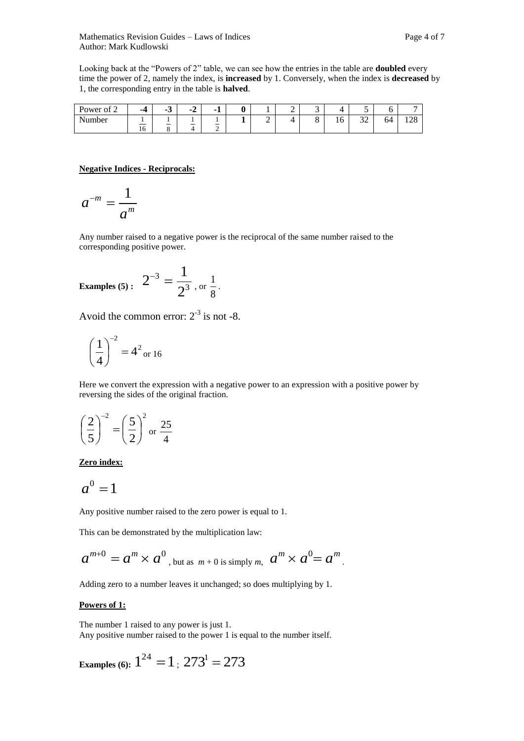Looking back at the "Powers of 2" table, we can see how the entries in the table are **doubled** every time the power of 2, namely the index, is **increased** by 1. Conversely, when the index is **decreased** by 1, the corresponding entry in the table is **halved**.

| Power of 2 | **-4** | **-3** | **-2** | **-1** | **0** | 1 | 2 | 3 | 4 | 5 | 6 | 7 |
|---|---|---|---|---|---|---|---|---|---|---|---|---|
| Number | $\frac{1}{16}$ | $\frac{1}{8}$ | $\frac{1}{4}$ | $\frac{1}{2}$ | **1** | 2 | 4 | 8 | 16 | 32 | 64 | 128 |

**Negative Indices - Reciprocals:**

$$a^{-m} = \frac{1}{a^m}$$

Any number raised to a negative power is the reciprocal of the same number raised to the corresponding positive power.

**Examples (5) :** $2^{-3} = \frac{1}{2^3}$ , or $\frac{1}{8}$.

Avoid the common error: $2^{-3}$ is not -8.

$\left(\frac{1}{4}\right)^{-2} = 4^2$ or 16

Here we convert the expression with a negative power to an expression with a positive power by reversing the sides of the original fraction.

$\left(\frac{2}{5}\right)^{-2} = \left(\frac{5}{2}\right)^2$ or $\frac{25}{4}$

**Zero index:**

$$a^0 = 1$$

Any positive number raised to the zero power is equal to 1.

This can be demonstrated by the multiplication law:

$a^{m+0} = a^m \times a^0$ , but as $m + 0$ is simply $m$, $a^m \times a^0 = a^m$ .

Adding zero to a number leaves it unchanged; so does multiplying by 1.

**Powers of 1:**

The number 1 raised to any power is just 1.
Any positive number raised to the power 1 is equal to the number itself.

**Examples (6):** $1^{24} = 1$ ; $273^1 = 273$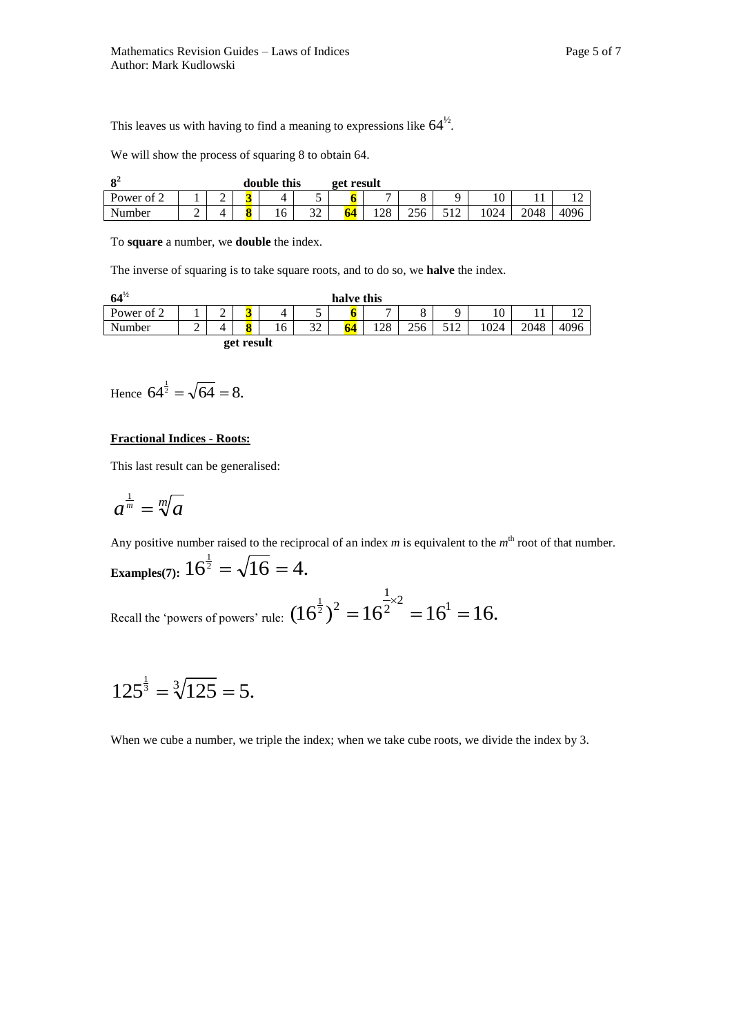This leaves us with having to find a meaning to expressions like $64^{½}$.

We will show the process of squaring 8 to obtain 64.

**$8^2$** — **double this** (3) — **get result** (6)

| Power of 2 | 1 | 2 | **3** | 4 | 5 | **6** | 7 | 8 | 9 | 10 | 11 | 12 |
|---|---|---|---|---|---|---|---|---|---|---|---|---|
| Number | 2 | 4 | **8** | 16 | 32 | **64** | 128 | 256 | 512 | 1024 | 2048 | 4096 |

To **square** a number, we **double** the index.

The inverse of squaring is to take square roots, and to do so, we **halve** the index.

**$64^{½}$** — **halve this** (6) — **get result** (3)

| Power of 2 | 1 | 2 | **3** | 4 | 5 | **6** | 7 | 8 | 9 | 10 | 11 | 12 |
|---|---|---|---|---|---|---|---|---|---|---|---|---|
| Number | 2 | 4 | **8** | 16 | 32 | **64** | 128 | 256 | 512 | 1024 | 2048 | 4096 |

Hence $64^{\frac{1}{2}} = \sqrt{64} = 8.$

**Fractional Indices - Roots:**

This last result can be generalised:

$$a^{\frac{1}{m}} = \sqrt[m]{a}$$

Any positive number raised to the reciprocal of an index *m* is equivalent to the *m*th root of that number.

**Examples(7):** $16^{\frac{1}{2}} = \sqrt{16} = 4.$

Recall the 'powers of powers' rule: $(16^{\frac{1}{2}})^2 = 16^{\frac{1}{2}\times 2} = 16^1 = 16.$

$$125^{\frac{1}{3}} = \sqrt[3]{125} = 5.$$

When we cube a number, we triple the index; when we take cube roots, we divide the index by 3.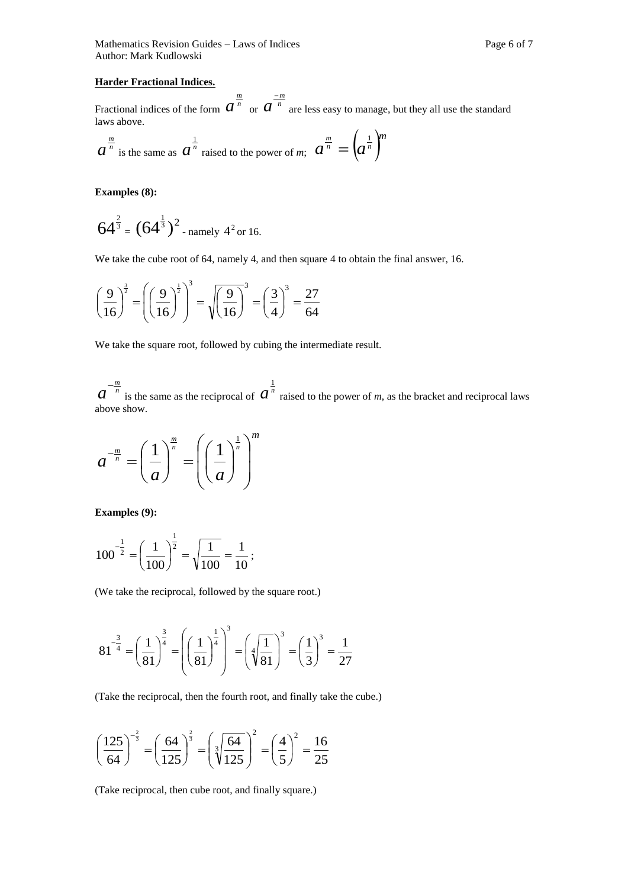**Harder Fractional Indices.**

Fractional indices of the form $a^{\frac{m}{n}}$ or $a^{\frac{-m}{n}}$ are less easy to manage, but they all use the standard laws above.

$a^{\frac{m}{n}}$ is the same as $a^{\frac{1}{n}}$ raised to the power of *m*; $a^{\frac{m}{n}} = \left(a^{\frac{1}{n}}\right)^m$

**Examples (8):**

$64^{\frac{2}{3}} = (64^{\frac{1}{3}})^2$ - namely $4^2$ or 16.

We take the cube root of 64, namely 4, and then square 4 to obtain the final answer, 16.

$$\left(\frac{9}{16}\right)^{\frac{3}{2}} = \left(\left(\frac{9}{16}\right)^{\frac{1}{2}}\right)^3 = \sqrt{\left(\frac{9}{16}\right)}^3 = \left(\frac{3}{4}\right)^3 = \frac{27}{64}$$

We take the square root, followed by cubing the intermediate result.

$a^{-\frac{m}{n}}$ is the same as the reciprocal of $a^{\frac{1}{n}}$ raised to the power of *m*, as the bracket and reciprocal laws above show.

$$a^{-\frac{m}{n}} = \left(\frac{1}{a}\right)^{\frac{m}{n}} = \left(\left(\frac{1}{a}\right)^{\frac{1}{n}}\right)^m$$

**Examples (9):**

$$100^{-\frac{1}{2}} = \left(\frac{1}{100}\right)^{\frac{1}{2}} = \sqrt{\frac{1}{100}} = \frac{1}{10};$$

(We take the reciprocal, followed by the square root.)

$$81^{-\frac{3}{4}} = \left(\frac{1}{81}\right)^{\frac{3}{4}} = \left(\left(\frac{1}{81}\right)^{\frac{1}{4}}\right)^3 = \left(\sqrt[4]{\frac{1}{81}}\right)^3 = \left(\frac{1}{3}\right)^3 = \frac{1}{27}$$

(Take the reciprocal, then the fourth root, and finally take the cube.)

$$\left(\frac{125}{64}\right)^{-\frac{2}{3}} = \left(\frac{64}{125}\right)^{\frac{2}{3}} = \left(\sqrt[3]{\frac{64}{125}}\right)^2 = \left(\frac{4}{5}\right)^2 = \frac{16}{25}$$

(Take reciprocal, then cube root, and finally square.)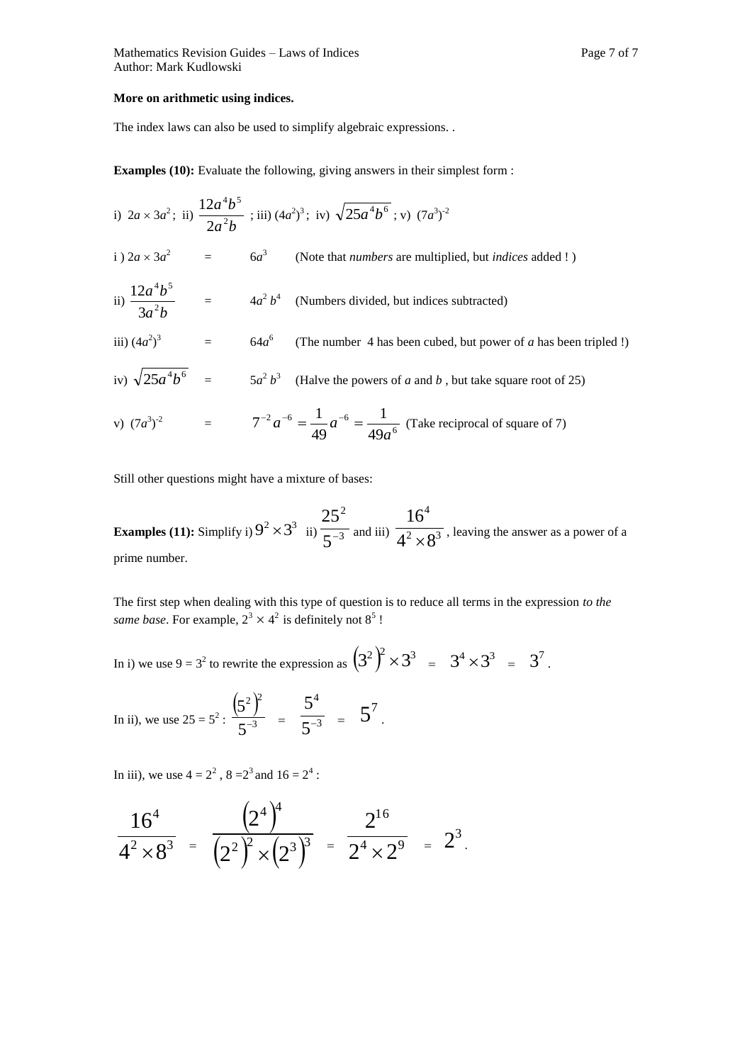**More on arithmetic using indices.**

The index laws can also be used to simplify algebraic expressions. .

**Examples (10):** Evaluate the following, giving answers in their simplest form :

i) $2a \times 3a^2$; ii) $\dfrac{12a^4b^5}{2a^2b}$ ; iii) $(4a^2)^3$; iv) $\sqrt{25a^4b^6}$ ; v) $(7a^3)^{-2}$

i ) $2a \times 3a^2$ = $6a^3$ (Note that *numbers* are multiplied, but *indices* added ! )

ii) $\dfrac{12a^4b^5}{3a^2b}$ = $4a^2\,b^4$ (Numbers divided, but indices subtracted)

iii) $(4a^2)^3$ = $64a^6$ (The number 4 has been cubed, but power of $a$ has been tripled !)

iv) $\sqrt{25a^4b^6}$ = $5a^2\,b^3$ (Halve the powers of $a$ and $b$ , but take square root of 25)

v) $(7a^3)^{-2}$ = $7^{-2}a^{-6} = \dfrac{1}{49}a^{-6} = \dfrac{1}{49a^6}$ (Take reciprocal of square of 7)

Still other questions might have a mixture of bases:

**Examples (11):** Simplify i) $9^2 \times 3^3$ ii) $\dfrac{25^2}{5^{-3}}$ and iii) $\dfrac{16^4}{4^2 \times 8^3}$ , leaving the answer as a power of a prime number.

The first step when dealing with this type of question is to reduce all terms in the expression *to the same base*. For example, $2^3 \times 4^2$ is definitely not $8^5$ !

In i) we use $9 = 3^2$ to rewrite the expression as $\left(3^2\right)^2 \times 3^3$ = $3^4 \times 3^3$ = $3^7$.

In ii), we use $25 = 5^2$ : $\dfrac{\left(5^2\right)^2}{5^{-3}}$ = $\dfrac{5^4}{5^{-3}}$ = $5^7$.

In iii), we use $4 = 2^2$ , $8 = 2^3$ and $16 = 2^4$ :

$$\frac{16^4}{4^2 \times 8^3} = \frac{\left(2^4\right)^4}{\left(2^2\right)^2 \times \left(2^3\right)^3} = \frac{2^{16}}{2^4 \times 2^9} = 2^3.$$